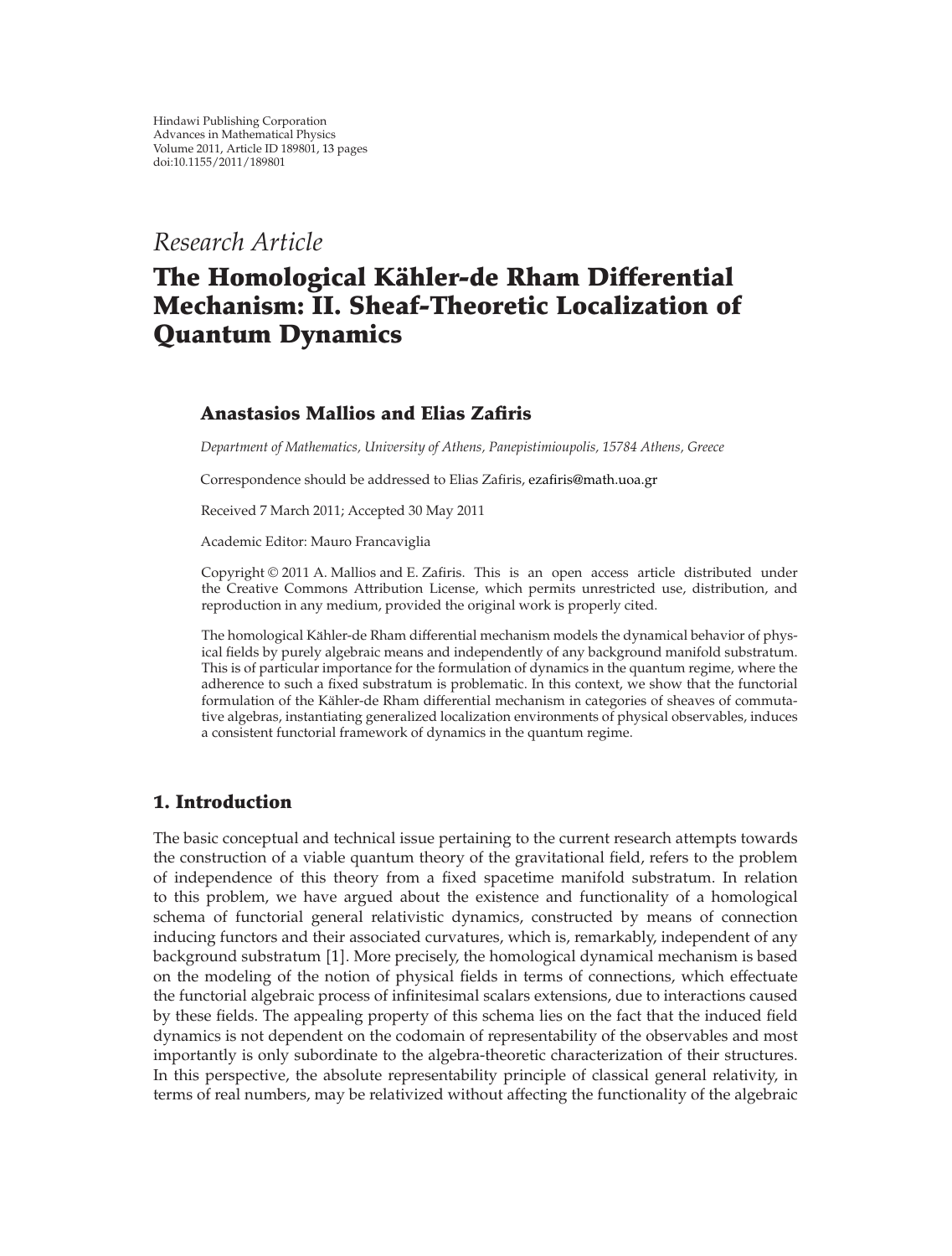Hindawi Publishing Corporation
Advances in Mathematical Physics
Volume 2011, Article ID 189801, 13 pages
doi:10.1155/2011/189801

*Research Article*

# The Homological Kähler-de Rham Differential Mechanism: II. Sheaf-Theoretic Localization of Quantum Dynamics

**Anastasios Mallios and Elias Zafiris**

*Department of Mathematics, University of Athens, Panepistimioupolis, 15784 Athens, Greece*

Correspondence should be addressed to Elias Zafiris, ezafiris@math.uoa.gr

Received 7 March 2011; Accepted 30 May 2011

Academic Editor: Mauro Francaviglia

Copyright © 2011 A. Mallios and E. Zafiris. This is an open access article distributed under the Creative Commons Attribution License, which permits unrestricted use, distribution, and reproduction in any medium, provided the original work is properly cited.

The homological Kähler-de Rham differential mechanism models the dynamical behavior of physical fields by purely algebraic means and independently of any background manifold substratum. This is of particular importance for the formulation of dynamics in the quantum regime, where the adherence to such a fixed substratum is problematic. In this context, we show that the functorial formulation of the Kähler-de Rham differential mechanism in categories of sheaves of commutative algebras, instantiating generalized localization environments of physical observables, induces a consistent functorial framework of dynamics in the quantum regime.

## 1. Introduction

The basic conceptual and technical issue pertaining to the current research attempts towards the construction of a viable quantum theory of the gravitational field, refers to the problem of independence of this theory from a fixed spacetime manifold substratum. In relation to this problem, we have argued about the existence and functionality of a homological schema of functorial general relativistic dynamics, constructed by means of connection inducing functors and their associated curvatures, which is, remarkably, independent of any background substratum [1]. More precisely, the homological dynamical mechanism is based on the modeling of the notion of physical fields in terms of connections, which effectuate the functorial algebraic process of infinitesimal scalars extensions, due to interactions caused by these fields. The appealing property of this schema lies on the fact that the induced field dynamics is not dependent on the codomain of representability of the observables and most importantly is only subordinate to the algebra-theoretic characterization of their structures. In this perspective, the absolute representability principle of classical general relativity, in terms of real numbers, may be relativized without affecting the functionality of the algebraic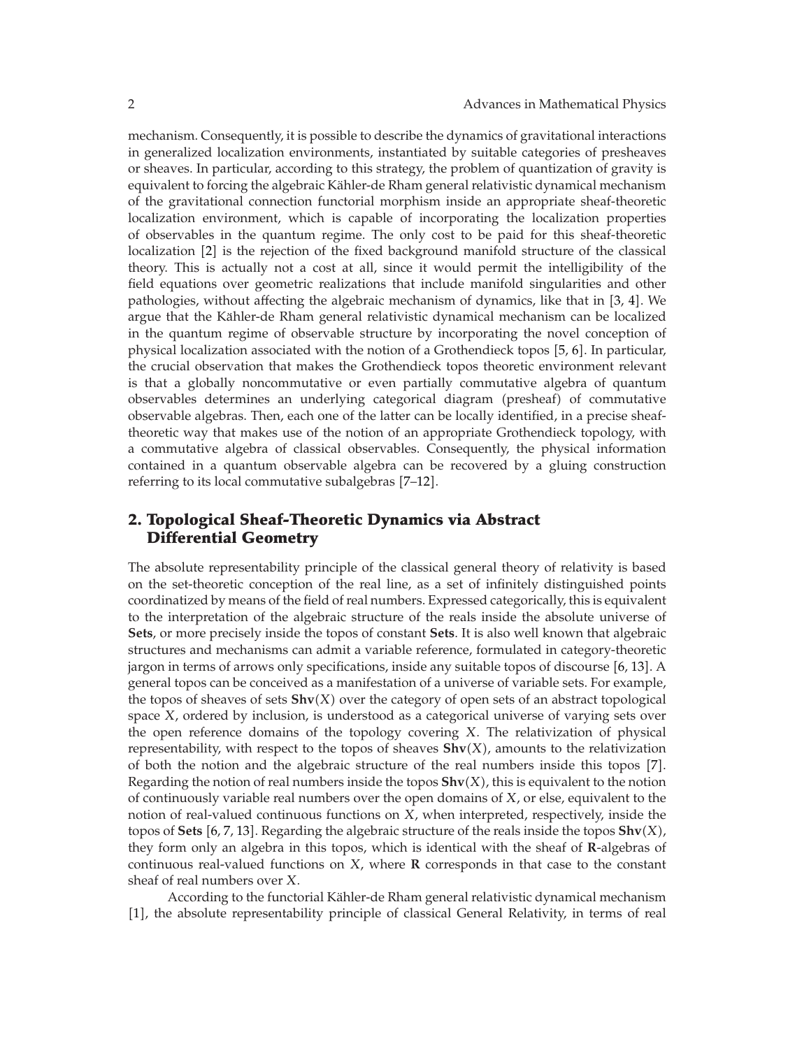mechanism. Consequently, it is possible to describe the dynamics of gravitational interactions in generalized localization environments, instantiated by suitable categories of presheaves or sheaves. In particular, according to this strategy, the problem of quantization of gravity is equivalent to forcing the algebraic Kähler-de Rham general relativistic dynamical mechanism of the gravitational connection functorial morphism inside an appropriate sheaf-theoretic localization environment, which is capable of incorporating the localization properties of observables in the quantum regime. The only cost to be paid for this sheaf-theoretic localization [2] is the rejection of the fixed background manifold structure of the classical theory. This is actually not a cost at all, since it would permit the intelligibility of the field equations over geometric realizations that include manifold singularities and other pathologies, without affecting the algebraic mechanism of dynamics, like that in [3, 4]. We argue that the Kähler-de Rham general relativistic dynamical mechanism can be localized in the quantum regime of observable structure by incorporating the novel conception of physical localization associated with the notion of a Grothendieck topos [5, 6]. In particular, the crucial observation that makes the Grothendieck topos theoretic environment relevant is that a globally noncommutative or even partially commutative algebra of quantum observables determines an underlying categorical diagram (presheaf) of commutative observable algebras. Then, each one of the latter can be locally identified, in a precise sheaf-theoretic way that makes use of the notion of an appropriate Grothendieck topology, with a commutative algebra of classical observables. Consequently, the physical information contained in a quantum observable algebra can be recovered by a gluing construction referring to its local commutative subalgebras [7–12].

## 2. Topological Sheaf-Theoretic Dynamics via Abstract Differential Geometry

The absolute representability principle of the classical general theory of relativity is based on the set-theoretic conception of the real line, as a set of infinitely distinguished points coordinatized by means of the field of real numbers. Expressed categorically, this is equivalent to the interpretation of the algebraic structure of the reals inside the absolute universe of **Sets**, or more precisely inside the topos of constant **Sets**. It is also well known that algebraic structures and mechanisms can admit a variable reference, formulated in category-theoretic jargon in terms of arrows only specifications, inside any suitable topos of discourse [6, 13]. A general topos can be conceived as a manifestation of a universe of variable sets. For example, the topos of sheaves of sets $\mathbf{Shv}(X)$ over the category of open sets of an abstract topological space $X$, ordered by inclusion, is understood as a categorical universe of varying sets over the open reference domains of the topology covering $X$. The relativization of physical representability, with respect to the topos of sheaves $\mathbf{Shv}(X)$, amounts to the relativization of both the notion and the algebraic structure of the real numbers inside this topos [7]. Regarding the notion of real numbers inside the topos $\mathbf{Shv}(X)$, this is equivalent to the notion of continuously variable real numbers over the open domains of $X$, or else, equivalent to the notion of real-valued continuous functions on $X$, when interpreted, respectively, inside the topos of **Sets** [6, 7, 13]. Regarding the algebraic structure of the reals inside the topos $\mathbf{Shv}(X)$, they form only an algebra in this topos, which is identical with the sheaf of $\mathbf{R}$-algebras of continuous real-valued functions on $X$, where $\mathbf{R}$ corresponds in that case to the constant sheaf of real numbers over $X$.

According to the functorial Kähler-de Rham general relativistic dynamical mechanism [1], the absolute representability principle of classical General Relativity, in terms of real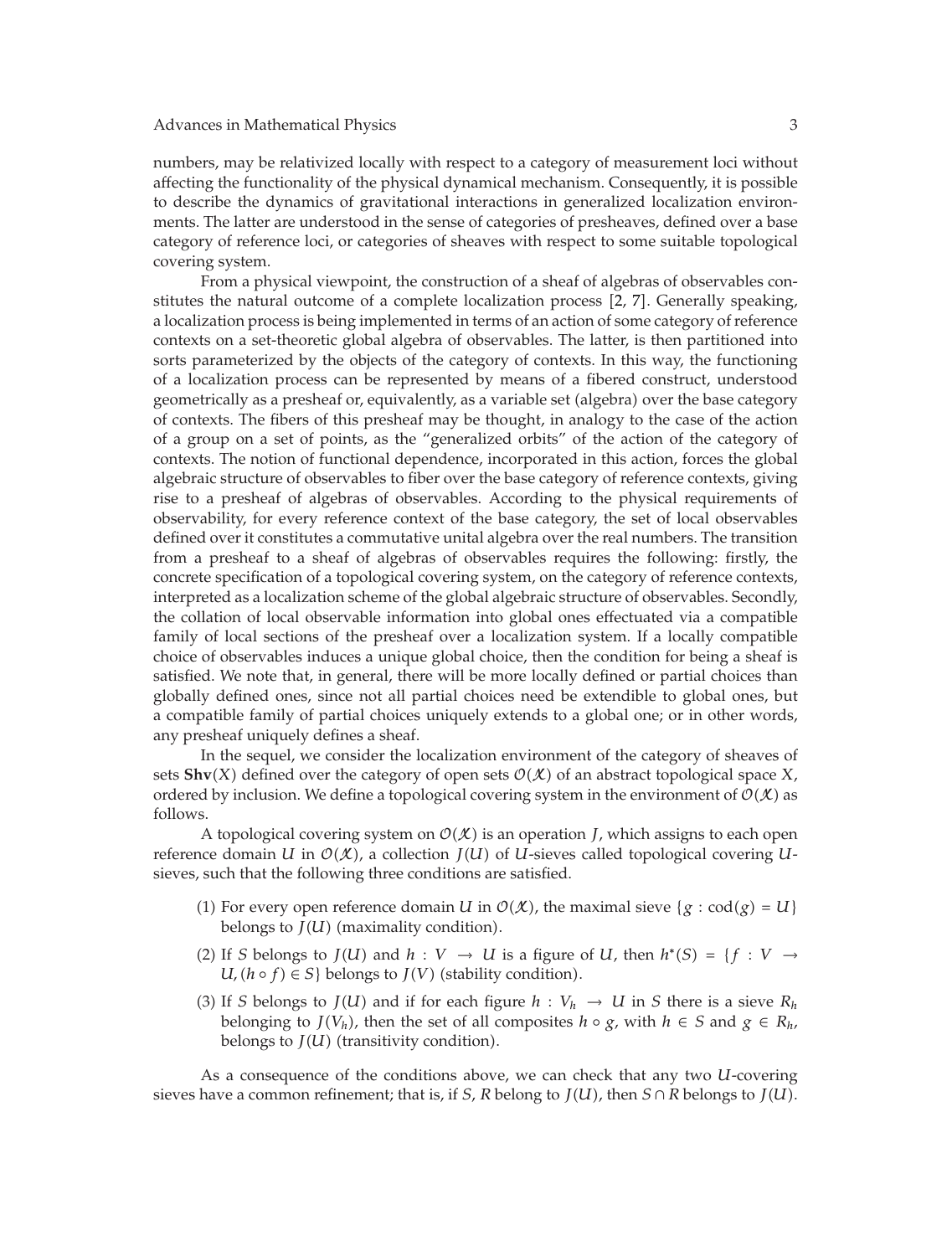numbers, may be relativized locally with respect to a category of measurement loci without affecting the functionality of the physical dynamical mechanism. Consequently, it is possible to describe the dynamics of gravitational interactions in generalized localization environments. The latter are understood in the sense of categories of presheaves, defined over a base category of reference loci, or categories of sheaves with respect to some suitable topological covering system.

From a physical viewpoint, the construction of a sheaf of algebras of observables constitutes the natural outcome of a complete localization process [2, 7]. Generally speaking, a localization process is being implemented in terms of an action of some category of reference contexts on a set-theoretic global algebra of observables. The latter, is then partitioned into sorts parameterized by the objects of the category of contexts. In this way, the functioning of a localization process can be represented by means of a fibered construct, understood geometrically as a presheaf or, equivalently, as a variable set (algebra) over the base category of contexts. The fibers of this presheaf may be thought, in analogy to the case of the action of a group on a set of points, as the "generalized orbits" of the action of the category of contexts. The notion of functional dependence, incorporated in this action, forces the global algebraic structure of observables to fiber over the base category of reference contexts, giving rise to a presheaf of algebras of observables. According to the physical requirements of observability, for every reference context of the base category, the set of local observables defined over it constitutes a commutative unital algebra over the real numbers. The transition from a presheaf to a sheaf of algebras of observables requires the following: firstly, the concrete specification of a topological covering system, on the category of reference contexts, interpreted as a localization scheme of the global algebraic structure of observables. Secondly, the collation of local observable information into global ones effectuated via a compatible family of local sections of the presheaf over a localization system. If a locally compatible choice of observables induces a unique global choice, then the condition for being a sheaf is satisfied. We note that, in general, there will be more locally defined or partial choices than globally defined ones, since not all partial choices need be extendible to global ones, but a compatible family of partial choices uniquely extends to a global one; or in other words, any presheaf uniquely defines a sheaf.

In the sequel, we consider the localization environment of the category of sheaves of sets $\mathbf{Shv}(X)$ defined over the category of open sets $\mathcal{O}(\mathcal{X})$ of an abstract topological space $X$, ordered by inclusion. We define a topological covering system in the environment of $\mathcal{O}(\mathcal{X})$ as follows.

A topological covering system on $\mathcal{O}(\mathcal{X})$ is an operation $J$, which assigns to each open reference domain $U$ in $\mathcal{O}(\mathcal{X})$, a collection $J(U)$ of $U$-sieves called topological covering $U$-sieves, such that the following three conditions are satisfied.

(1) For every open reference domain $U$ in $\mathcal{O}(\mathcal{X})$, the maximal sieve $\{g : \mathrm{cod}(g) = U\}$ belongs to $J(U)$ (maximality condition).

(2) If $S$ belongs to $J(U)$ and $h : V \to U$ is a figure of $U$, then $h^*(S) = \{f : V \to U, (h \circ f) \in S\}$ belongs to $J(V)$ (stability condition).

(3) If $S$ belongs to $J(U)$ and if for each figure $h : V_h \to U$ in $S$ there is a sieve $R_h$ belonging to $J(V_h)$, then the set of all composites $h \circ g$, with $h \in S$ and $g \in R_h$, belongs to $J(U)$ (transitivity condition).

As a consequence of the conditions above, we can check that any two $U$-covering sieves have a common refinement; that is, if $S$, $R$ belong to $J(U)$, then $S \cap R$ belongs to $J(U)$.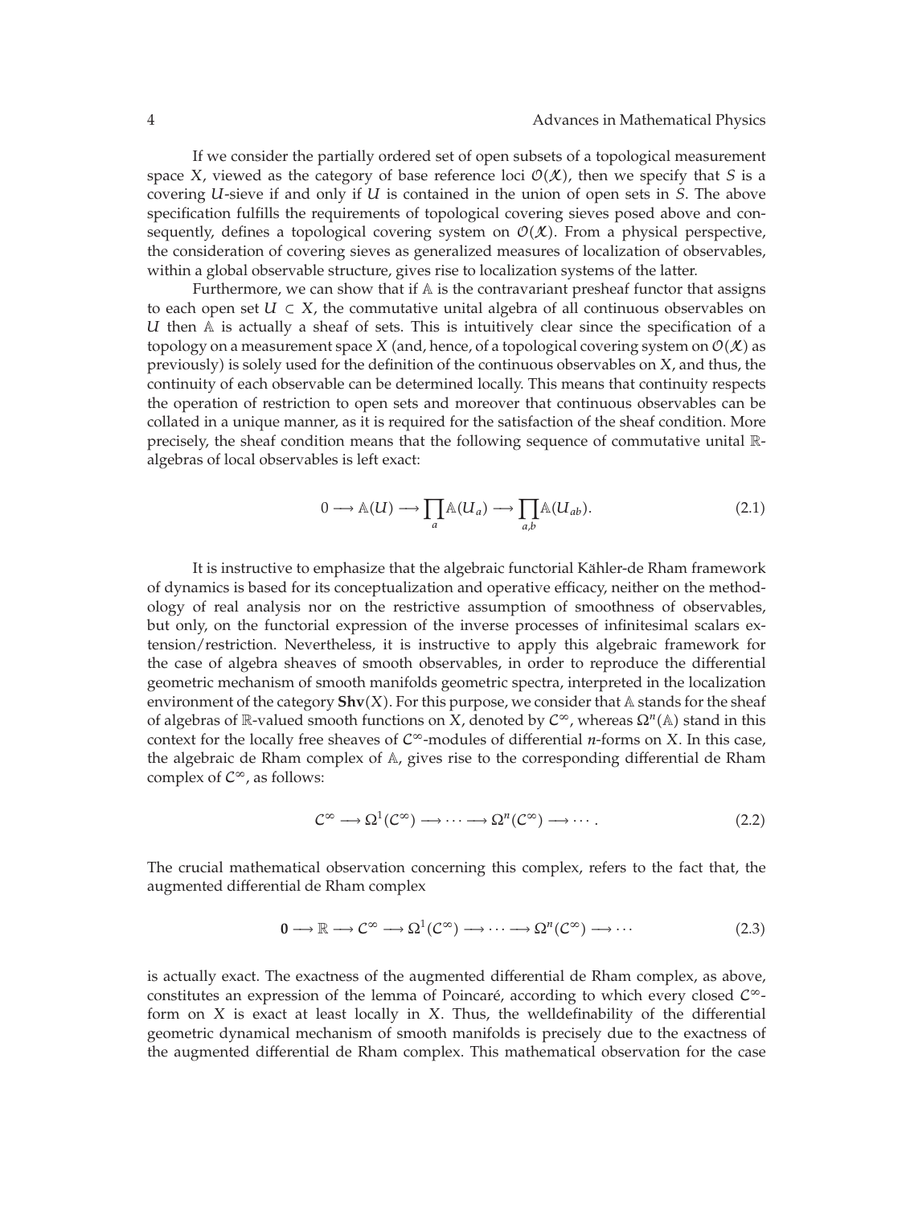If we consider the partially ordered set of open subsets of a topological measurement space $X$, viewed as the category of base reference loci $\mathcal{O}(\mathcal{X})$, then we specify that $S$ is a covering $U$-sieve if and only if $U$ is contained in the union of open sets in $S$. The above specification fulfills the requirements of topological covering sieves posed above and consequently, defines a topological covering system on $\mathcal{O}(\mathcal{X})$. From a physical perspective, the consideration of covering sieves as generalized measures of localization of observables, within a global observable structure, gives rise to localization systems of the latter.

Furthermore, we can show that if $\mathbb{A}$ is the contravariant presheaf functor that assigns to each open set $U \subset X$, the commutative unital algebra of all continuous observables on $U$ then $\mathbb{A}$ is actually a sheaf of sets. This is intuitively clear since the specification of a topology on a measurement space $X$ (and, hence, of a topological covering system on $\mathcal{O}(\mathcal{X})$ as previously) is solely used for the definition of the continuous observables on $X$, and thus, the continuity of each observable can be determined locally. This means that continuity respects the operation of restriction to open sets and moreover that continuous observables can be collated in a unique manner, as it is required for the satisfaction of the sheaf condition. More precisely, the sheaf condition means that the following sequence of commutative unital $\mathbb{R}$-algebras of local observables is left exact:

$$0 \longrightarrow \mathbb{A}(U) \longrightarrow \prod_{a} \mathbb{A}(U_a) \longrightarrow \prod_{a,b} \mathbb{A}(U_{ab}). \tag{2.1}$$

It is instructive to emphasize that the algebraic functorial Kähler-de Rham framework of dynamics is based for its conceptualization and operative efficacy, neither on the methodology of real analysis nor on the restrictive assumption of smoothness of observables, but only, on the functorial expression of the inverse processes of infinitesimal scalars extension/restriction. Nevertheless, it is instructive to apply this algebraic framework for the case of algebra sheaves of smooth observables, in order to reproduce the differential geometric mechanism of smooth manifolds geometric spectra, interpreted in the localization environment of the category $\mathbf{Shv}(X)$. For this purpose, we consider that $\mathbb{A}$ stands for the sheaf of algebras of $\mathbb{R}$-valued smooth functions on $X$, denoted by $\mathcal{C}^\infty$, whereas $\Omega^n(\mathbb{A})$ stand in this context for the locally free sheaves of $\mathcal{C}^\infty$-modules of differential $n$-forms on $X$. In this case, the algebraic de Rham complex of $\mathbb{A}$, gives rise to the corresponding differential de Rham complex of $\mathcal{C}^\infty$, as follows:

$$\mathcal{C}^\infty \longrightarrow \Omega^1(\mathcal{C}^\infty) \longrightarrow \cdots \longrightarrow \Omega^n(\mathcal{C}^\infty) \longrightarrow \cdots. \tag{2.2}$$

The crucial mathematical observation concerning this complex, refers to the fact that, the augmented differential de Rham complex

$$\mathbf{0} \longrightarrow \mathbb{R} \longrightarrow \mathcal{C}^\infty \longrightarrow \Omega^1(\mathcal{C}^\infty) \longrightarrow \cdots \longrightarrow \Omega^n(\mathcal{C}^\infty) \longrightarrow \cdots \tag{2.3}$$

is actually exact. The exactness of the augmented differential de Rham complex, as above, constitutes an expression of the lemma of Poincaré, according to which every closed $\mathcal{C}^\infty$-form on $X$ is exact at least locally in $X$. Thus, the welldefinability of the differential geometric dynamical mechanism of smooth manifolds is precisely due to the exactness of the augmented differential de Rham complex. This mathematical observation for the case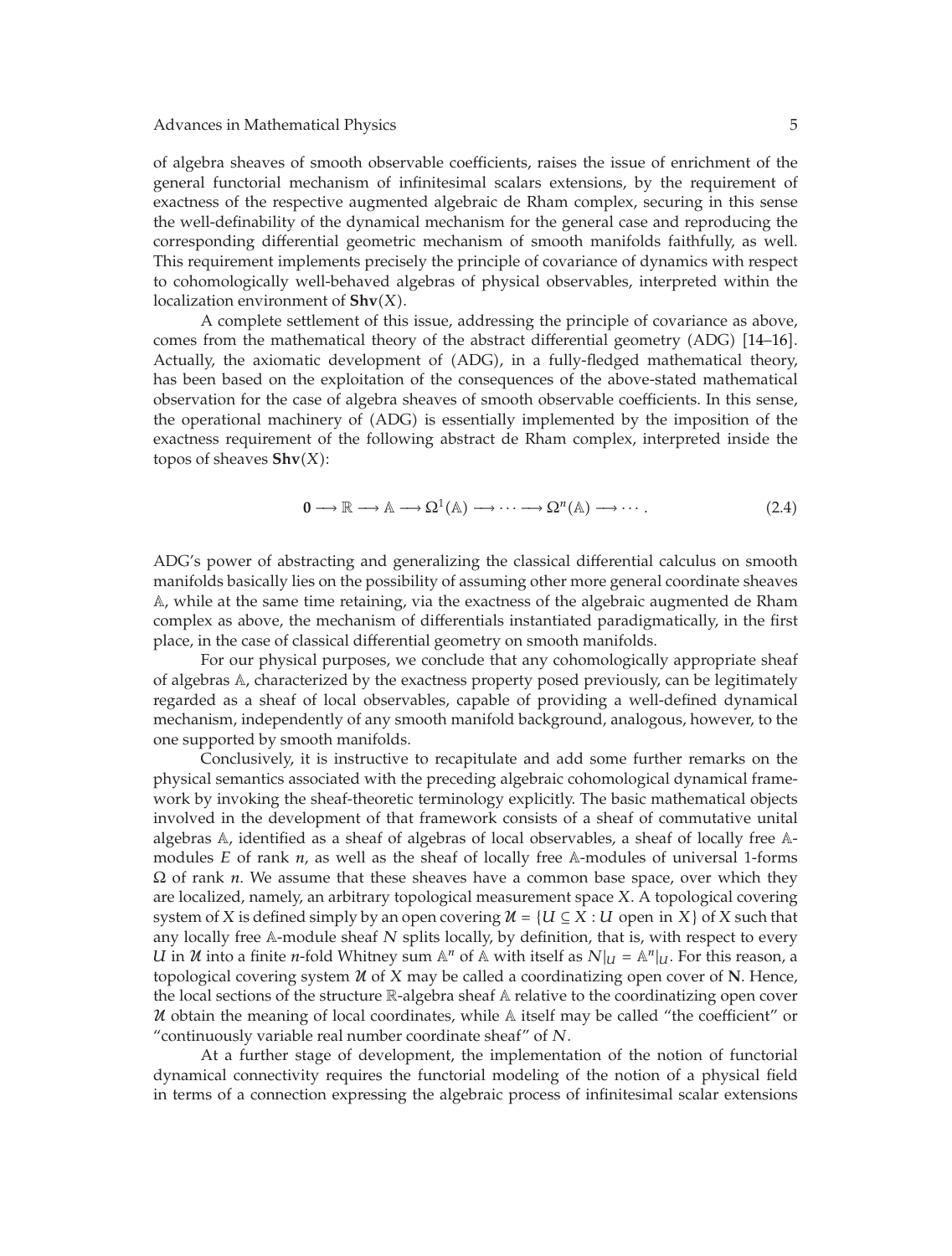of algebra sheaves of smooth observable coefficients, raises the issue of enrichment of the general functorial mechanism of infinitesimal scalars extensions, by the requirement of exactness of the respective augmented algebraic de Rham complex, securing in this sense the well-definability of the dynamical mechanism for the general case and reproducing the corresponding differential geometric mechanism of smooth manifolds faithfully, as well. This requirement implements precisely the principle of covariance of dynamics with respect to cohomologically well-behaved algebras of physical observables, interpreted within the localization environment of $\mathbf{Shv}(X)$.

A complete settlement of this issue, addressing the principle of covariance as above, comes from the mathematical theory of the abstract differential geometry (ADG) [14–16]. Actually, the axiomatic development of (ADG), in a fully-fledged mathematical theory, has been based on the exploitation of the consequences of the above-stated mathematical observation for the case of algebra sheaves of smooth observable coefficients. In this sense, the operational machinery of (ADG) is essentially implemented by the imposition of the exactness requirement of the following abstract de Rham complex, interpreted inside the topos of sheaves $\mathbf{Shv}(X)$:

$$\mathbf{0} \longrightarrow \mathbb{R} \longrightarrow \mathbb{A} \longrightarrow \Omega^1(\mathbb{A}) \longrightarrow \cdots \longrightarrow \Omega^n(\mathbb{A}) \longrightarrow \cdots . \tag{2.4}$$

ADG's power of abstracting and generalizing the classical differential calculus on smooth manifolds basically lies on the possibility of assuming other more general coordinate sheaves $\mathbb{A}$, while at the same time retaining, via the exactness of the algebraic augmented de Rham complex as above, the mechanism of differentials instantiated paradigmatically, in the first place, in the case of classical differential geometry on smooth manifolds.

For our physical purposes, we conclude that any cohomologically appropriate sheaf of algebras $\mathbb{A}$, characterized by the exactness property posed previously, can be legitimately regarded as a sheaf of local observables, capable of providing a well-defined dynamical mechanism, independently of any smooth manifold background, analogous, however, to the one supported by smooth manifolds.

Conclusively, it is instructive to recapitulate and add some further remarks on the physical semantics associated with the preceding algebraic cohomological dynamical framework by invoking the sheaf-theoretic terminology explicitly. The basic mathematical objects involved in the development of that framework consists of a sheaf of commutative unital algebras $\mathbb{A}$, identified as a sheaf of algebras of local observables, a sheaf of locally free $\mathbb{A}$-modules $E$ of rank $n$, as well as the sheaf of locally free $\mathbb{A}$-modules of universal 1-forms $\Omega$ of rank $n$. We assume that these sheaves have a common base space, over which they are localized, namely, an arbitrary topological measurement space $X$. A topological covering system of $X$ is defined simply by an open covering $\mathcal{U} = \{U \subseteq X : U \text{ open in } X\}$ of $X$ such that any locally free $\mathbb{A}$-module sheaf $N$ splits locally, by definition, that is, with respect to every $U$ in $\mathcal{U}$ into a finite $n$-fold Whitney sum $\mathbb{A}^n$ of $\mathbb{A}$ with itself as $N|_U = \mathbb{A}^n|_U$. For this reason, a topological covering system $\mathcal{U}$ of $X$ may be called a coordinatizing open cover of $\mathbf{N}$. Hence, the local sections of the structure $\mathbb{R}$-algebra sheaf $\mathbb{A}$ relative to the coordinatizing open cover $\mathcal{U}$ obtain the meaning of local coordinates, while $\mathbb{A}$ itself may be called "the coefficient" or "continuously variable real number coordinate sheaf" of $N$.

At a further stage of development, the implementation of the notion of functorial dynamical connectivity requires the functorial modeling of the notion of a physical field in terms of a connection expressing the algebraic process of infinitesimal scalar extensions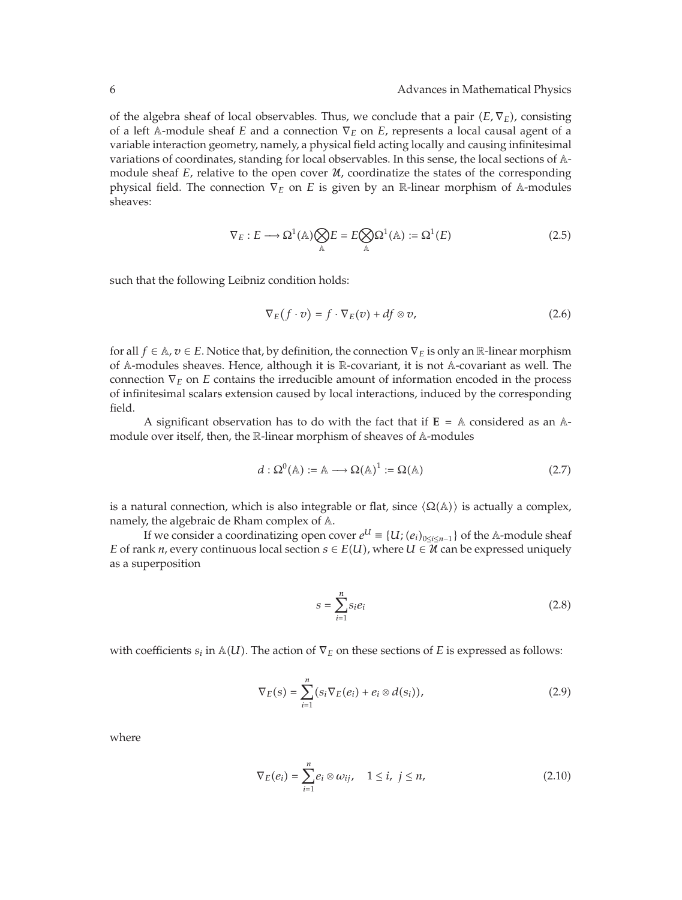of the algebra sheaf of local observables. Thus, we conclude that a pair $(E, \nabla_E)$, consisting of a left $\mathbb{A}$-module sheaf $E$ and a connection $\nabla_E$ on $E$, represents a local causal agent of a variable interaction geometry, namely, a physical field acting locally and causing infinitesimal variations of coordinates, standing for local observables. In this sense, the local sections of $\mathbb{A}$-module sheaf $E$, relative to the open cover $\mathcal{U}$, coordinatize the states of the corresponding physical field. The connection $\nabla_E$ on $E$ is given by an $\mathbb{R}$-linear morphism of $\mathbb{A}$-modules sheaves:

$$\nabla_E : E \longrightarrow \Omega^1(\mathbb{A}) \bigotimes_{\mathbb{A}} E = E \bigotimes_{\mathbb{A}} \Omega^1(\mathbb{A}) := \Omega^1(E) \tag{2.5}$$

such that the following Leibniz condition holds:

$$\nabla_E(f \cdot v) = f \cdot \nabla_E(v) + df \otimes v, \tag{2.6}$$

for all $f \in \mathbb{A}, v \in E$. Notice that, by definition, the connection $\nabla_E$ is only an $\mathbb{R}$-linear morphism of $\mathbb{A}$-modules sheaves. Hence, although it is $\mathbb{R}$-covariant, it is not $\mathbb{A}$-covariant as well. The connection $\nabla_E$ on $E$ contains the irreducible amount of information encoded in the process of infinitesimal scalars extension caused by local interactions, induced by the corresponding field.

A significant observation has to do with the fact that if $\mathbf{E} = \mathbb{A}$ considered as an $\mathbb{A}$-module over itself, then, the $\mathbb{R}$-linear morphism of sheaves of $\mathbb{A}$-modules

$$d : \Omega^0(\mathbb{A}) := \mathbb{A} \longrightarrow \Omega(\mathbb{A})^1 := \Omega(\mathbb{A}) \tag{2.7}$$

is a natural connection, which is also integrable or flat, since $\langle \Omega(\mathbb{A}) \rangle$ is actually a complex, namely, the algebraic de Rham complex of $\mathbb{A}$.

If we consider a coordinatizing open cover $e^{U} \equiv \{U; (e_i)_{0 \leq i \leq n-1}\}$ of the $\mathbb{A}$-module sheaf $E$ of rank $n$, every continuous local section $s \in E(U)$, where $U \in \mathcal{U}$ can be expressed uniquely as a superposition

$$s = \sum_{i=1}^{n} s_i e_i \tag{2.8}$$

with coefficients $s_i$ in $\mathbb{A}(U)$. The action of $\nabla_E$ on these sections of $E$ is expressed as follows:

$$\nabla_E(s) = \sum_{i=1}^{n} (s_i \nabla_E(e_i) + e_i \otimes d(s_i)), \tag{2.9}$$

where

$$\nabla_E(e_i) = \sum_{i=1}^{n} e_i \otimes \omega_{ij}, \quad 1 \leq i, \ j \leq n, \tag{2.10}$$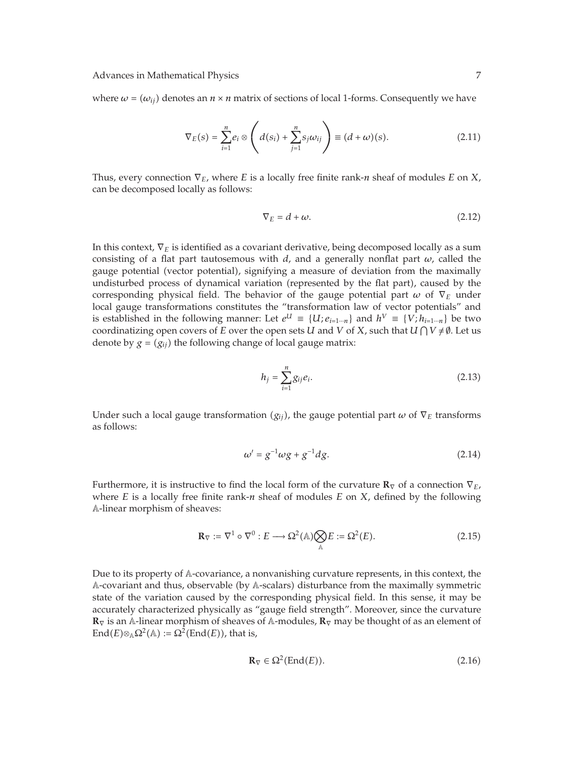where $\omega = (\omega_{ij})$ denotes an $n \times n$ matrix of sections of local 1-forms. Consequently we have

$$\nabla_E(s) = \sum_{i=1}^{n} e_i \otimes \left( d(s_i) + \sum_{j=1}^{n} s_j \omega_{ij} \right) \equiv (d + \omega)(s). \tag{2.11}$$

Thus, every connection $\nabla_E$, where $E$ is a locally free finite rank-$n$ sheaf of modules $E$ on $X$, can be decomposed locally as follows:

$$\nabla_E = d + \omega. \tag{2.12}$$

In this context, $\nabla_E$ is identified as a covariant derivative, being decomposed locally as a sum consisting of a flat part tautosemous with $d$, and a generally nonflat part $\omega$, called the gauge potential (vector potential), signifying a measure of deviation from the maximally undisturbed process of dynamical variation (represented by the flat part), caused by the corresponding physical field. The behavior of the gauge potential part $\omega$ of $\nabla_E$ under local gauge transformations constitutes the "transformation law of vector potentials" and is established in the following manner: Let $e^U \equiv \{U; e_{i=1\cdots n}\}$ and $h^V \equiv \{V; h_{i=1\cdots n}\}$ be two coordinatizing open covers of $E$ over the open sets $U$ and $V$ of $X$, such that $U \bigcap V \neq \emptyset$. Let us denote by $g = (g_{ij})$ the following change of local gauge matrix:

$$h_j = \sum_{i=1}^{n} g_{ij} e_i. \tag{2.13}$$

Under such a local gauge transformation $(g_{ij})$, the gauge potential part $\omega$ of $\nabla_E$ transforms as follows:

$$\omega' = g^{-1} \omega g + g^{-1} dg. \tag{2.14}$$

Furthermore, it is instructive to find the local form of the curvature $\mathbf{R}_\nabla$ of a connection $\nabla_E$, where $E$ is a locally free finite rank-$n$ sheaf of modules $E$ on $X$, defined by the following $\mathbb{A}$-linear morphism of sheaves:

$$\mathbf{R}_\nabla := \nabla^1 \circ \nabla^0 : E \longrightarrow \Omega^2(\mathbb{A}) \bigotimes_{\mathbb{A}} E := \Omega^2(E). \tag{2.15}$$

Due to its property of $\mathbb{A}$-covariance, a nonvanishing curvature represents, in this context, the $\mathbb{A}$-covariant and thus, observable (by $\mathbb{A}$-scalars) disturbance from the maximally symmetric state of the variation caused by the corresponding physical field. In this sense, it may be accurately characterized physically as "gauge field strength". Moreover, since the curvature $\mathbf{R}_\nabla$ is an $\mathbb{A}$-linear morphism of sheaves of $\mathbb{A}$-modules, $\mathbf{R}_\nabla$ may be thought of as an element of $\mathrm{End}(E) \otimes_{\mathbb{A}} \Omega^2(\mathbb{A}) := \Omega^2(\mathrm{End}(E))$, that is,

$$\mathbf{R}_\nabla \in \Omega^2(\mathrm{End}(E)). \tag{2.16}$$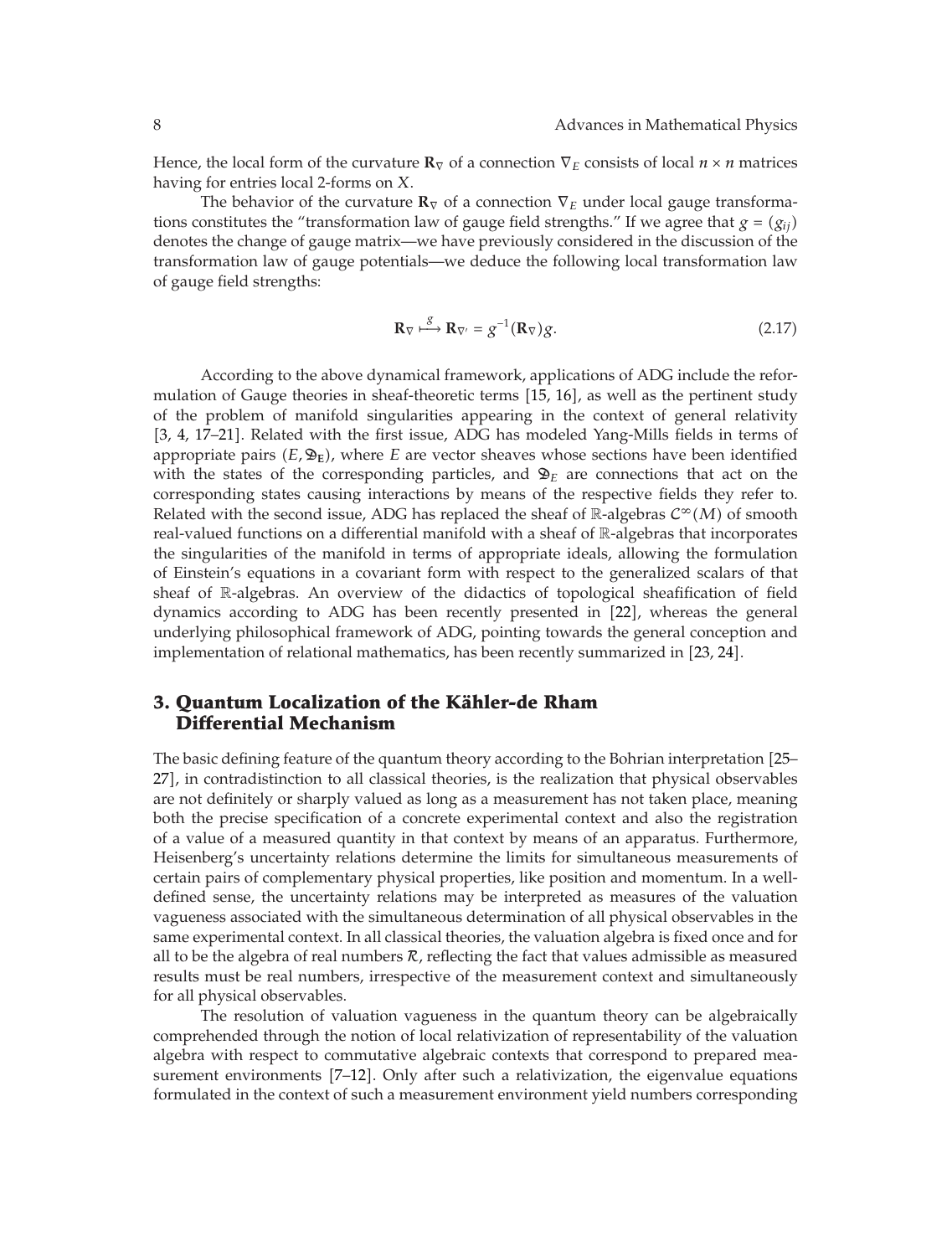Hence, the local form of the curvature $\mathbf{R}_\nabla$ of a connection $\nabla_E$ consists of local $n \times n$ matrices having for entries local 2-forms on $X$.

The behavior of the curvature $\mathbf{R}_\nabla$ of a connection $\nabla_E$ under local gauge transformations constitutes the "transformation law of gauge field strengths." If we agree that $g = (g_{ij})$ denotes the change of gauge matrix—we have previously considered in the discussion of the transformation law of gauge potentials—we deduce the following local transformation law of gauge field strengths:

$$\mathbf{R}_\nabla \overset{g}{\longmapsto} \mathbf{R}_{\nabla'} = g^{-1}(\mathbf{R}_\nabla)g. \tag{2.17}$$

According to the above dynamical framework, applications of ADG include the reformulation of Gauge theories in sheaf-theoretic terms [15, 16], as well as the pertinent study of the problem of manifold singularities appearing in the context of general relativity [3, 4, 17–21]. Related with the first issue, ADG has modeled Yang-Mills fields in terms of appropriate pairs $(E, \mathfrak{D}_{\mathbf{E}})$, where $E$ are vector sheaves whose sections have been identified with the states of the corresponding particles, and $\mathfrak{D}_E$ are connections that act on the corresponding states causing interactions by means of the respective fields they refer to. Related with the second issue, ADG has replaced the sheaf of $\mathbb{R}$-algebras $\mathcal{C}^\infty(M)$ of smooth real-valued functions on a differential manifold with a sheaf of $\mathbb{R}$-algebras that incorporates the singularities of the manifold in terms of appropriate ideals, allowing the formulation of Einstein's equations in a covariant form with respect to the generalized scalars of that sheaf of $\mathbb{R}$-algebras. An overview of the didactics of topological sheafification of field dynamics according to ADG has been recently presented in [22], whereas the general underlying philosophical framework of ADG, pointing towards the general conception and implementation of relational mathematics, has been recently summarized in [23, 24].

## 3. Quantum Localization of the Kähler-de Rham Differential Mechanism

The basic defining feature of the quantum theory according to the Bohrian interpretation [25–27], in contradistinction to all classical theories, is the realization that physical observables are not definitely or sharply valued as long as a measurement has not taken place, meaning both the precise specification of a concrete experimental context and also the registration of a value of a measured quantity in that context by means of an apparatus. Furthermore, Heisenberg's uncertainty relations determine the limits for simultaneous measurements of certain pairs of complementary physical properties, like position and momentum. In a well-defined sense, the uncertainty relations may be interpreted as measures of the valuation vagueness associated with the simultaneous determination of all physical observables in the same experimental context. In all classical theories, the valuation algebra is fixed once and for all to be the algebra of real numbers $\mathcal{R}$, reflecting the fact that values admissible as measured results must be real numbers, irrespective of the measurement context and simultaneously for all physical observables.

The resolution of valuation vagueness in the quantum theory can be algebraically comprehended through the notion of local relativization of representability of the valuation algebra with respect to commutative algebraic contexts that correspond to prepared measurement environments [7–12]. Only after such a relativization, the eigenvalue equations formulated in the context of such a measurement environment yield numbers corresponding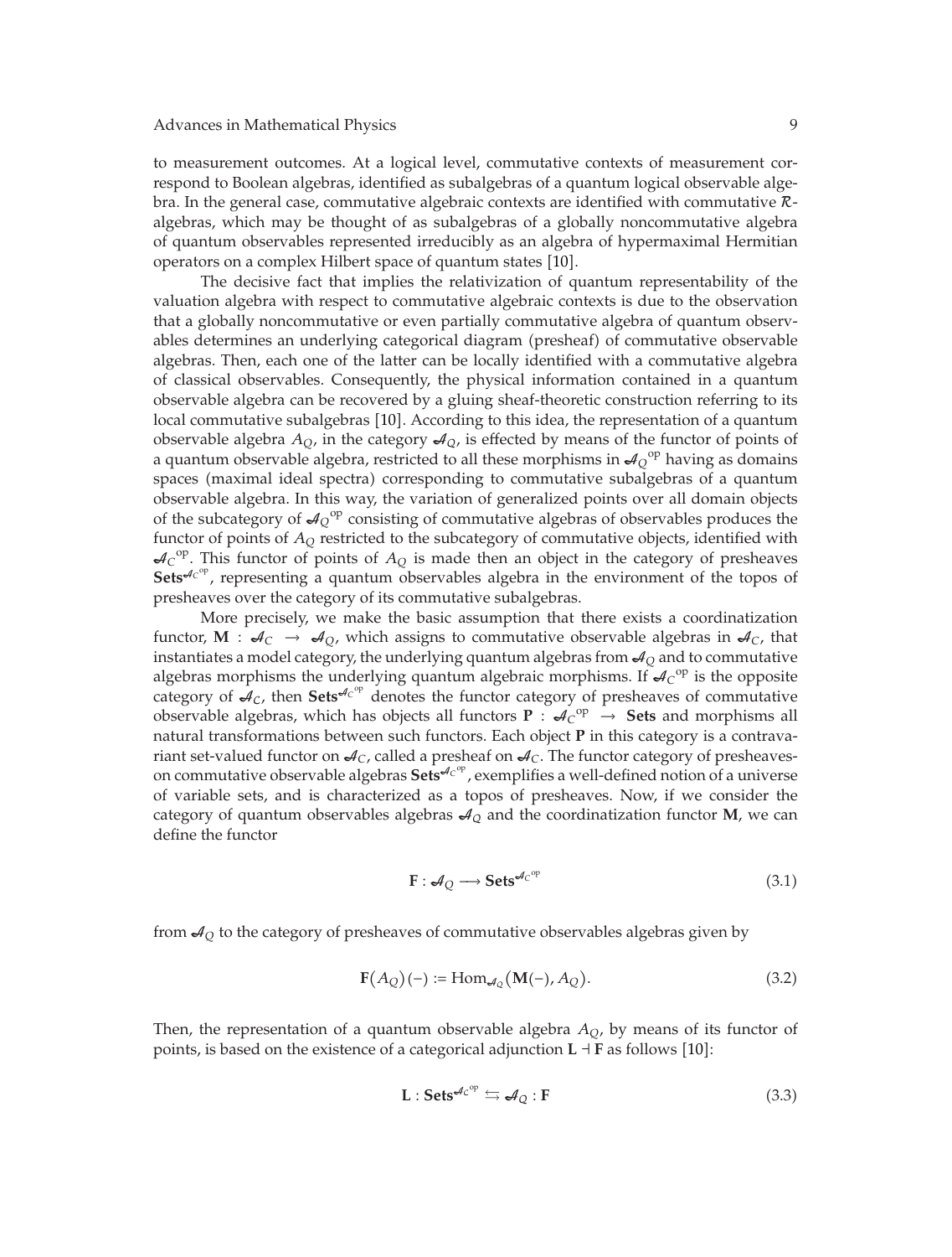to measurement outcomes. At a logical level, commutative contexts of measurement correspond to Boolean algebras, identified as subalgebras of a quantum logical observable algebra. In the general case, commutative algebraic contexts are identified with commutative $\mathcal{R}$-algebras, which may be thought of as subalgebras of a globally noncommutative algebra of quantum observables represented irreducibly as an algebra of hypermaximal Hermitian operators on a complex Hilbert space of quantum states [10].

The decisive fact that implies the relativization of quantum representability of the valuation algebra with respect to commutative algebraic contexts is due to the observation that a globally noncommutative or even partially commutative algebra of quantum observables determines an underlying categorical diagram (presheaf) of commutative observable algebras. Then, each one of the latter can be locally identified with a commutative algebra of classical observables. Consequently, the physical information contained in a quantum observable algebra can be recovered by a gluing sheaf-theoretic construction referring to its local commutative subalgebras [10]. According to this idea, the representation of a quantum observable algebra $A_Q$, in the category $\mathcal{A}_Q$, is effected by means of the functor of points of a quantum observable algebra, restricted to all these morphisms in ${\mathcal{A}_Q}^{\mathrm{op}}$ having as domains spaces (maximal ideal spectra) corresponding to commutative subalgebras of a quantum observable algebra. In this way, the variation of generalized points over all domain objects of the subcategory of ${\mathcal{A}_Q}^{\mathrm{op}}$ consisting of commutative algebras of observables produces the functor of points of $A_Q$ restricted to the subcategory of commutative objects, identified with ${\mathcal{A}_C}^{\mathrm{op}}$. This functor of points of $A_Q$ is made then an object in the category of presheaves $\mathbf{Sets}^{{\mathcal{A}_C}^{\mathrm{op}}}$, representing a quantum observables algebra in the environment of the topos of presheaves over the category of its commutative subalgebras.

More precisely, we make the basic assumption that there exists a coordinatization functor, $\mathbf{M} : \mathcal{A}_C \rightarrow \mathcal{A}_Q$, which assigns to commutative observable algebras in $\mathcal{A}_C$, that instantiates a model category, the underlying quantum algebras from $\mathcal{A}_Q$ and to commutative algebras morphisms the underlying quantum algebraic morphisms. If ${\mathcal{A}_C}^{\mathrm{op}}$ is the opposite category of $\mathcal{A}_C$, then $\mathbf{Sets}^{{\mathcal{A}_C}^{\mathrm{op}}}$ denotes the functor category of presheaves of commutative observable algebras, which has objects all functors $\mathbf{P} : {\mathcal{A}_C}^{\mathrm{op}} \rightarrow \mathbf{Sets}$ and morphisms all natural transformations between such functors. Each object $\mathbf{P}$ in this category is a contravariant set-valued functor on $\mathcal{A}_C$, called a presheaf on $\mathcal{A}_C$. The functor category of presheaves-on commutative observable algebras $\mathbf{Sets}^{{\mathcal{A}_C}^{\mathrm{op}}}$, exemplifies a well-defined notion of a universe of variable sets, and is characterized as a topos of presheaves. Now, if we consider the category of quantum observables algebras $\mathcal{A}_Q$ and the coordinatization functor $\mathbf{M}$, we can define the functor

$$\mathbf{F} : \mathcal{A}_Q \longrightarrow \mathbf{Sets}^{{\mathcal{A}_C}^{\mathrm{op}}} \tag{3.1}$$

from $\mathcal{A}_Q$ to the category of presheaves of commutative observables algebras given by

$$\mathbf{F}(A_Q)(-) := \mathrm{Hom}_{\mathcal{A}_Q}(\mathbf{M}(-), A_Q). \tag{3.2}$$

Then, the representation of a quantum observable algebra $A_Q$, by means of its functor of points, is based on the existence of a categorical adjunction $\mathbf{L} \dashv \mathbf{F}$ as follows [10]:

$$\mathbf{L} : \mathbf{Sets}^{{\mathcal{A}_C}^{\mathrm{op}}} \leftrightarrows \mathcal{A}_Q : \mathbf{F} \tag{3.3}$$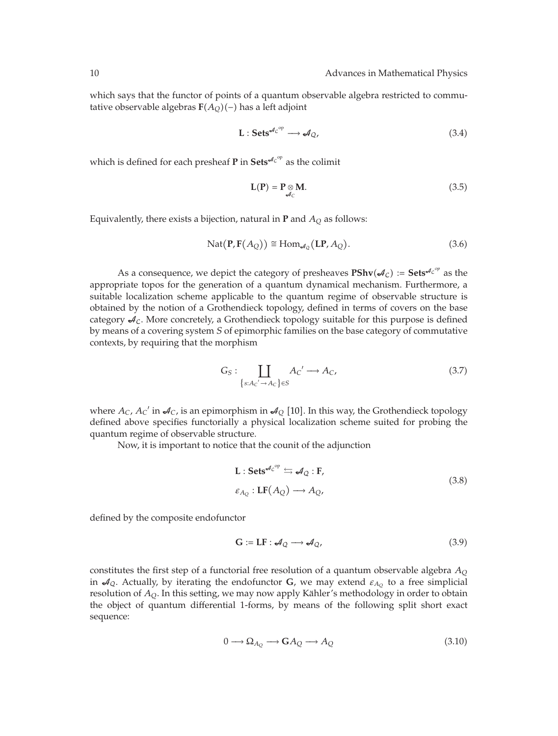which says that the functor of points of a quantum observable algebra restricted to commutative observable algebras $\mathbf{F}(A_Q)(-)$ has a left adjoint

$$\mathbf{L} : \mathbf{Sets}^{\mathcal{A}_C^{\mathrm{op}}} \longrightarrow \mathcal{A}_Q, \tag{3.4}$$

which is defined for each presheaf $\mathbf{P}$ in $\mathbf{Sets}^{\mathcal{A}_C^{\mathrm{op}}}$ as the colimit

$$\mathbf{L}(\mathbf{P}) = \mathbf{P} \underset{\mathcal{A}_C}{\otimes} \mathbf{M}. \tag{3.5}$$

Equivalently, there exists a bijection, natural in $\mathbf{P}$ and $A_Q$ as follows:

$$\mathrm{Nat}(\mathbf{P}, \mathbf{F}(A_Q)) \cong \mathrm{Hom}_{\mathcal{A}_Q}(\mathbf{LP}, A_Q). \tag{3.6}$$

As a consequence, we depict the category of presheaves $\mathbf{PShv}(\mathcal{A}_C) := \mathbf{Sets}^{\mathcal{A}_C^{op}}$ as the appropriate topos for the generation of a quantum dynamical mechanism. Furthermore, a suitable localization scheme applicable to the quantum regime of observable structure is obtained by the notion of a Grothendieck topology, defined in terms of covers on the base category $\mathcal{A}_C$. More concretely, a Grothendieck topology suitable for this purpose is defined by means of a covering system $S$ of epimorphic families on the base category of commutative contexts, by requiring that the morphism

$$G_S : \coprod_{\{s: A_C{}' \to A_C\} \in S} A_C{}' \longrightarrow A_C, \tag{3.7}$$

where $A_C$, $A_C{}'$ in $\mathcal{A}_C$, is an epimorphism in $\mathcal{A}_Q$ [10]. In this way, the Grothendieck topology defined above specifies functorially a physical localization scheme suited for probing the quantum regime of observable structure.

Now, it is important to notice that the counit of the adjunction

$$\begin{gathered} \mathbf{L} : \mathbf{Sets}^{\mathcal{A}_C^{\mathrm{op}}} \leftrightarrows \mathcal{A}_Q : \mathbf{F}, \\ \varepsilon_{A_Q} : \mathbf{LF}(A_Q) \longrightarrow A_Q, \end{gathered} \tag{3.8}$$

defined by the composite endofunctor

$$\mathbf{G} := \mathbf{LF} : \mathcal{A}_Q \longrightarrow \mathcal{A}_Q, \tag{3.9}$$

constitutes the first step of a functorial free resolution of a quantum observable algebra $A_Q$ in $\mathcal{A}_Q$. Actually, by iterating the endofunctor $\mathbf{G}$, we may extend $\varepsilon_{A_Q}$ to a free simplicial resolution of $A_Q$. In this setting, we may now apply Kähler's methodology in order to obtain the object of quantum differential 1-forms, by means of the following split short exact sequence:

$$0 \longrightarrow \Omega_{A_Q} \longrightarrow \mathbf{G}A_Q \longrightarrow A_Q \tag{3.10}$$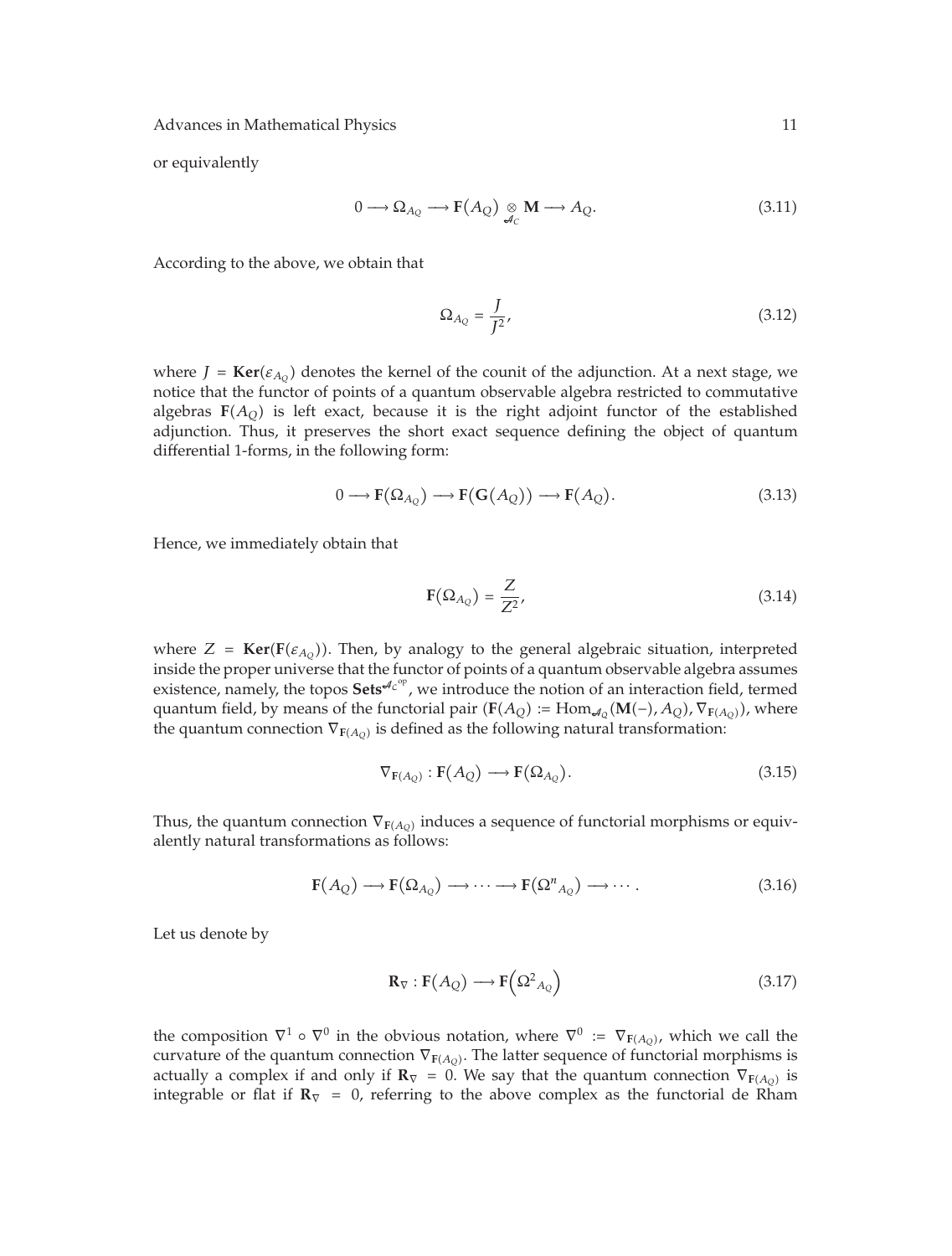or equivalently

$$0 \longrightarrow \Omega_{A_Q} \longrightarrow \mathbf{F}(A_Q) \underset{\mathcal{A}_C}{\otimes} \mathbf{M} \longrightarrow A_Q. \tag{3.11}$$

According to the above, we obtain that

$$\Omega_{A_Q} = \frac{J}{J^2}, \tag{3.12}$$

where $J = \mathbf{Ker}(\varepsilon_{A_Q})$ denotes the kernel of the counit of the adjunction. At a next stage, we notice that the functor of points of a quantum observable algebra restricted to commutative algebras $\mathbf{F}(A_Q)$ is left exact, because it is the right adjoint functor of the established adjunction. Thus, it preserves the short exact sequence defining the object of quantum differential 1-forms, in the following form:

$$0 \longrightarrow \mathbf{F}(\Omega_{A_Q}) \longrightarrow \mathbf{F}(\mathbf{G}(A_Q)) \longrightarrow \mathbf{F}(A_Q). \tag{3.13}$$

Hence, we immediately obtain that

$$\mathbf{F}(\Omega_{A_Q}) = \frac{Z}{Z^2}, \tag{3.14}$$

where $Z = \mathbf{Ker}(\mathbf{F}(\varepsilon_{A_Q}))$. Then, by analogy to the general algebraic situation, interpreted inside the proper universe that the functor of points of a quantum observable algebra assumes existence, namely, the topos $\mathbf{Sets}^{\mathcal{A}_C{}^{op}}$, we introduce the notion of an interaction field, termed quantum field, by means of the functorial pair $(\mathbf{F}(A_Q) := \mathrm{Hom}_{\mathcal{A}_Q}(\mathbf{M}(-), A_Q), \nabla_{\mathbf{F}(A_Q)})$, where the quantum connection $\nabla_{\mathbf{F}(A_Q)}$ is defined as the following natural transformation:

$$\nabla_{\mathbf{F}(A_Q)} : \mathbf{F}(A_Q) \longrightarrow \mathbf{F}(\Omega_{A_Q}). \tag{3.15}$$

Thus, the quantum connection $\nabla_{\mathbf{F}(A_Q)}$ induces a sequence of functorial morphisms or equivalently natural transformations as follows:

$$\mathbf{F}(A_Q) \longrightarrow \mathbf{F}(\Omega_{A_Q}) \longrightarrow \cdots \longrightarrow \mathbf{F}(\Omega^n{}_{A_Q}) \longrightarrow \cdots. \tag{3.16}$$

Let us denote by

$$\mathbf{R}_\nabla : \mathbf{F}(A_Q) \longrightarrow \mathbf{F}\left(\Omega^2{}_{A_Q}\right) \tag{3.17}$$

the composition $\nabla^1 \circ \nabla^0$ in the obvious notation, where $\nabla^0 := \nabla_{\mathbf{F}(A_Q)}$, which we call the curvature of the quantum connection $\nabla_{\mathbf{F}(A_Q)}$. The latter sequence of functorial morphisms is actually a complex if and only if $\mathbf{R}_\nabla = 0$. We say that the quantum connection $\nabla_{\mathbf{F}(A_Q)}$ is integrable or flat if $\mathbf{R}_\nabla = 0$, referring to the above complex as the functorial de Rham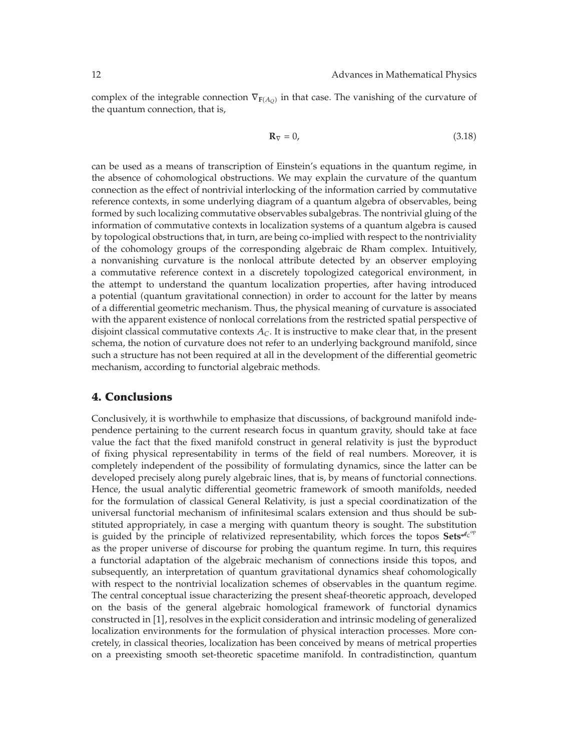complex of the integrable connection $\nabla_{\mathbf{F}(A_Q)}$ in that case. The vanishing of the curvature of the quantum connection, that is,

$$\mathbf{R}_{\nabla} = 0, \tag{3.18}$$

can be used as a means of transcription of Einstein's equations in the quantum regime, in the absence of cohomological obstructions. We may explain the curvature of the quantum connection as the effect of nontrivial interlocking of the information carried by commutative reference contexts, in some underlying diagram of a quantum algebra of observables, being formed by such localizing commutative observables subalgebras. The nontrivial gluing of the information of commutative contexts in localization systems of a quantum algebra is caused by topological obstructions that, in turn, are being co-implied with respect to the nontriviality of the cohomology groups of the corresponding algebraic de Rham complex. Intuitively, a nonvanishing curvature is the nonlocal attribute detected by an observer employing a commutative reference context in a discretely topologized categorical environment, in the attempt to understand the quantum localization properties, after having introduced a potential (quantum gravitational connection) in order to account for the latter by means of a differential geometric mechanism. Thus, the physical meaning of curvature is associated with the apparent existence of nonlocal correlations from the restricted spatial perspective of disjoint classical commutative contexts $A_C$. It is instructive to make clear that, in the present schema, the notion of curvature does not refer to an underlying background manifold, since such a structure has not been required at all in the development of the differential geometric mechanism, according to functorial algebraic methods.

## 4. Conclusions

Conclusively, it is worthwhile to emphasize that discussions, of background manifold independence pertaining to the current research focus in quantum gravity, should take at face value the fact that the fixed manifold construct in general relativity is just the byproduct of fixing physical representability in terms of the field of real numbers. Moreover, it is completely independent of the possibility of formulating dynamics, since the latter can be developed precisely along purely algebraic lines, that is, by means of functorial connections. Hence, the usual analytic differential geometric framework of smooth manifolds, needed for the formulation of classical General Relativity, is just a special coordinatization of the universal functorial mechanism of infinitesimal scalars extension and thus should be substituted appropriately, in case a merging with quantum theory is sought. The substitution is guided by the principle of relativized representability, which forces the topos $\mathbf{Sets}^{\mathcal{A}_C^{op}}$ as the proper universe of discourse for probing the quantum regime. In turn, this requires a functorial adaptation of the algebraic mechanism of connections inside this topos, and subsequently, an interpretation of quantum gravitational dynamics sheaf cohomologically with respect to the nontrivial localization schemes of observables in the quantum regime. The central conceptual issue characterizing the present sheaf-theoretic approach, developed on the basis of the general algebraic homological framework of functorial dynamics constructed in [1], resolves in the explicit consideration and intrinsic modeling of generalized localization environments for the formulation of physical interaction processes. More concretely, in classical theories, localization has been conceived by means of metrical properties on a preexisting smooth set-theoretic spacetime manifold. In contradistinction, quantum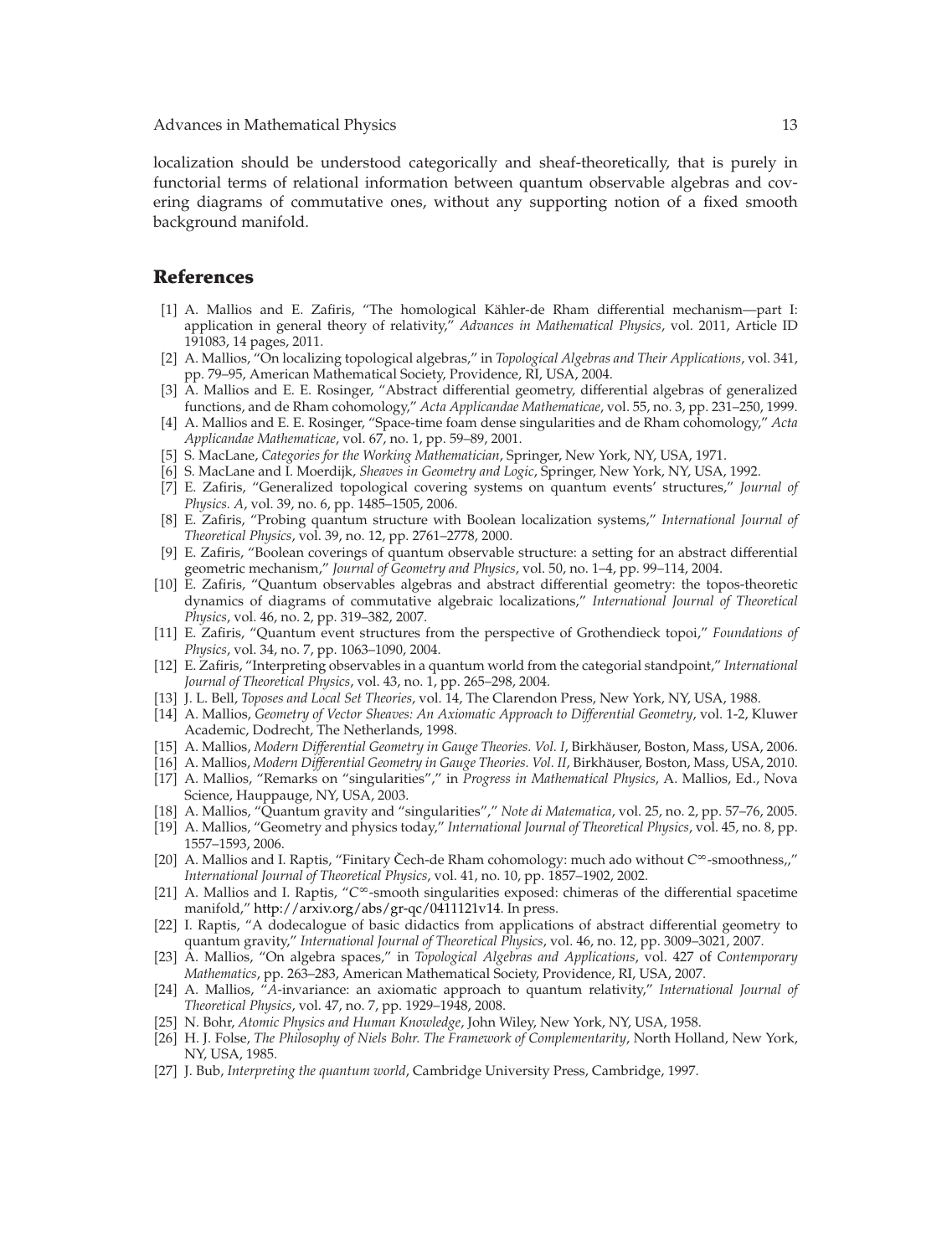localization should be understood categorically and sheaf-theoretically, that is purely in functorial terms of relational information between quantum observable algebras and covering diagrams of commutative ones, without any supporting notion of a fixed smooth background manifold.

## References

[1] A. Mallios and E. Zafiris, "The homological Kähler-de Rham differential mechanism—part I: application in general theory of relativity," *Advances in Mathematical Physics*, vol. 2011, Article ID 191083, 14 pages, 2011.

[2] A. Mallios, "On localizing topological algebras," in *Topological Algebras and Their Applications*, vol. 341, pp. 79–95, American Mathematical Society, Providence, RI, USA, 2004.

[3] A. Mallios and E. E. Rosinger, "Abstract differential geometry, differential algebras of generalized functions, and de Rham cohomology," *Acta Applicandae Mathematicae*, vol. 55, no. 3, pp. 231–250, 1999.

[4] A. Mallios and E. E. Rosinger, "Space-time foam dense singularities and de Rham cohomology," *Acta Applicandae Mathematicae*, vol. 67, no. 1, pp. 59–89, 2001.

[5] S. MacLane, *Categories for the Working Mathematician*, Springer, New York, NY, USA, 1971.

[6] S. MacLane and I. Moerdijk, *Sheaves in Geometry and Logic*, Springer, New York, NY, USA, 1992.

[7] E. Zafiris, "Generalized topological covering systems on quantum events' structures," *Journal of Physics. A*, vol. 39, no. 6, pp. 1485–1505, 2006.

[8] E. Zafiris, "Probing quantum structure with Boolean localization systems," *International Journal of Theoretical Physics*, vol. 39, no. 12, pp. 2761–2778, 2000.

[9] E. Zafiris, "Boolean coverings of quantum observable structure: a setting for an abstract differential geometric mechanism," *Journal of Geometry and Physics*, vol. 50, no. 1–4, pp. 99–114, 2004.

[10] E. Zafiris, "Quantum observables algebras and abstract differential geometry: the topos-theoretic dynamics of diagrams of commutative algebraic localizations," *International Journal of Theoretical Physics*, vol. 46, no. 2, pp. 319–382, 2007.

[11] E. Zafiris, "Quantum event structures from the perspective of Grothendieck topoi," *Foundations of Physics*, vol. 34, no. 7, pp. 1063–1090, 2004.

[12] E. Zafiris, "Interpreting observables in a quantum world from the categorial standpoint," *International Journal of Theoretical Physics*, vol. 43, no. 1, pp. 265–298, 2004.

[13] J. L. Bell, *Toposes and Local Set Theories*, vol. 14, The Clarendon Press, New York, NY, USA, 1988.

[14] A. Mallios, *Geometry of Vector Sheaves: An Axiomatic Approach to Differential Geometry*, vol. 1-2, Kluwer Academic, Dodrecht, The Netherlands, 1998.

[15] A. Mallios, *Modern Differential Geometry in Gauge Theories. Vol. I*, Birkhäuser, Boston, Mass, USA, 2006.

[16] A. Mallios, *Modern Differential Geometry in Gauge Theories. Vol. II*, Birkhäuser, Boston, Mass, USA, 2010.

[17] A. Mallios, "Remarks on "singularities"," in *Progress in Mathematical Physics*, A. Mallios, Ed., Nova Science, Hauppauge, NY, USA, 2003.

[18] A. Mallios, "Quantum gravity and "singularities"," *Note di Matematica*, vol. 25, no. 2, pp. 57–76, 2005.

[19] A. Mallios, "Geometry and physics today," *International Journal of Theoretical Physics*, vol. 45, no. 8, pp. 1557–1593, 2006.

[20] A. Mallios and I. Raptis, "Finitary Čech-de Rham cohomology: much ado without $C^{\infty}$-smoothness,," *International Journal of Theoretical Physics*, vol. 41, no. 10, pp. 1857–1902, 2002.

[21] A. Mallios and I. Raptis, "$C^{\infty}$-smooth singularities exposed: chimeras of the differential spacetime manifold," http://arxiv.org/abs/gr-qc/0411121v14. In press.

[22] I. Raptis, "A dodecalogue of basic didactics from applications of abstract differential geometry to quantum gravity," *International Journal of Theoretical Physics*, vol. 46, no. 12, pp. 3009–3021, 2007.

[23] A. Mallios, "On algebra spaces," in *Topological Algebras and Applications*, vol. 427 of *Contemporary Mathematics*, pp. 263–283, American Mathematical Society, Providence, RI, USA, 2007.

[24] A. Mallios, "$\mathcal{A}$-invariance: an axiomatic approach to quantum relativity," *International Journal of Theoretical Physics*, vol. 47, no. 7, pp. 1929–1948, 2008.

[25] N. Bohr, *Atomic Physics and Human Knowledge*, John Wiley, New York, NY, USA, 1958.

[26] H. J. Folse, *The Philosophy of Niels Bohr. The Framework of Complementarity*, North Holland, New York, NY, USA, 1985.

[27] J. Bub, *Interpreting the quantum world*, Cambridge University Press, Cambridge, 1997.